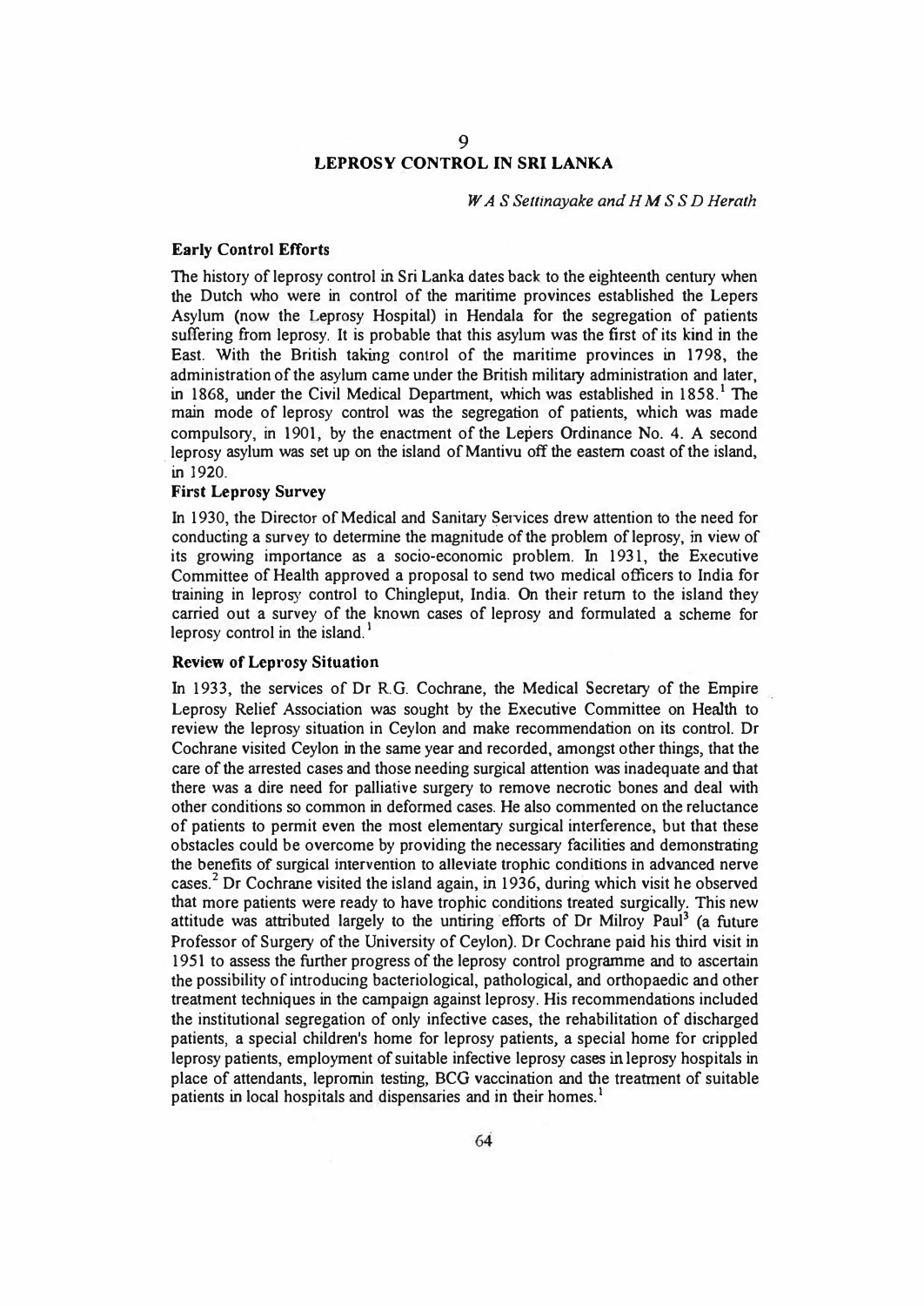# 9

# LEPROSY CONTROL IN SRI LANKA

*W A S Settinayake and H M S S D Herath*

## Early Control Efforts

The history of leprosy control in Sri Lanka dates back to the eighteenth century when the Dutch who were in control of the maritime provinces established the Lepers Asylum (now the Leprosy Hospital) in Hendala for the segregation of patients suffering from leprosy. It is probable that this asylum was the first of its kind in the East. With the British taking control of the maritime provinces in 1798, the administration of the asylum came under the British military administration and later, in 1868, under the Civil Medical Department, which was established in 1858.[1] The main mode of leprosy control was the segregation of patients, which was made compulsory, in 1901, by the enactment of the Lepers Ordinance No. 4. A second leprosy asylum was set up on the island of Mantivu off the eastern coast of the island, in 1920.

## First Leprosy Survey

In 1930, the Director of Medical and Sanitary Services drew attention to the need for conducting a survey to determine the magnitude of the problem of leprosy, in view of its growing importance as a socio-economic problem. In 1931, the Executive Committee of Health approved a proposal to send two medical officers to India for training in leprosy control to Chingleput, India. On their return to the island they carried out a survey of the known cases of leprosy and formulated a scheme for leprosy control in the island.[1]

## Review of Leprosy Situation

In 1933, the services of Dr R.G. Cochrane, the Medical Secretary of the Empire Leprosy Relief Association was sought by the Executive Committee on Health to review the leprosy situation in Ceylon and make recommendation on its control. Dr Cochrane visited Ceylon in the same year and recorded, amongst other things, that the care of the arrested cases and those needing surgical attention was inadequate and that there was a dire need for palliative surgery to remove necrotic bones and deal with other conditions so common in deformed cases. He also commented on the reluctance of patients to permit even the most elementary surgical interference, but that these obstacles could be overcome by providing the necessary facilities and demonstrating the benefits of surgical intervention to alleviate trophic conditions in advanced nerve cases.[2] Dr Cochrane visited the island again, in 1936, during which visit he observed that more patients were ready to have trophic conditions treated surgically. This new attitude was attributed largely to the untiring efforts of Dr Milroy Paul[3] (a future Professor of Surgery of the University of Ceylon). Dr Cochrane paid his third visit in 1951 to assess the further progress of the leprosy control programme and to ascertain the possibility of introducing bacteriological, pathological, and orthopaedic and other treatment techniques in the campaign against leprosy. His recommendations included the institutional segregation of only infective cases, the rehabilitation of discharged patients, a special children's home for leprosy patients, a special home for crippled leprosy patients, employment of suitable infective leprosy cases in leprosy hospitals in place of attendants, lepromin testing, BCG vaccination and the treatment of suitable patients in local hospitals and dispensaries and in their homes.[1]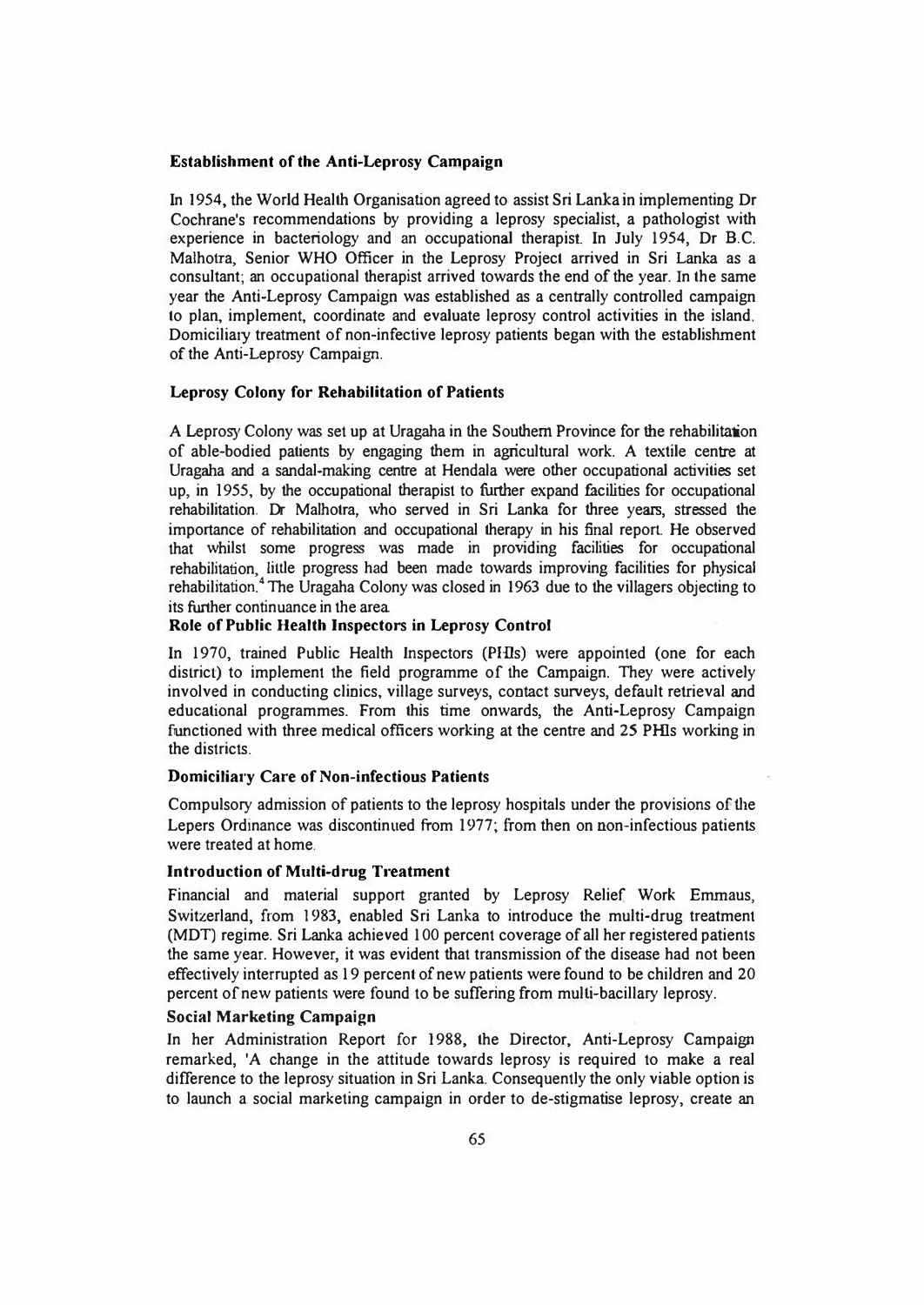### Establishment of the Anti-Leprosy Campaign

In 1954, the World Health Organisation agreed to assist Sri Lanka in implementing Dr Cochrane's recommendations by providing a leprosy specialist, a pathologist with experience in bacteriology and an occupational therapist. In July 1954, Dr B.C. Malhotra, Senior WHO Officer in the Leprosy Project arrived in Sri Lanka as a consultant; an occupational therapist arrived towards the end of the year. In the same year the Anti-Leprosy Campaign was established as a centrally controlled campaign to plan, implement, coordinate and evaluate leprosy control activities in the island. Domiciliary treatment of non-infective leprosy patients began with the establishment of the Anti-Leprosy Campaign.

### Leprosy Colony for Rehabilitation of Patients

A Leprosy Colony was set up at Uragaha in the Southern Province for the rehabilitation of able-bodied patients by engaging them in agricultural work. A textile centre at Uragaha and a sandal-making centre at Hendala were other occupational activities set up, in 1955, by the occupational therapist to further expand facilities for occupational rehabilitation. Dr Malhotra, who served in Sri Lanka for three years, stressed the importance of rehabilitation and occupational therapy in his final report. He observed that whilst some progress was made in providing facilities for occupational rehabilitation, little progress had been made towards improving facilities for physical rehabilitation.[4] The Uragaha Colony was closed in 1963 due to the villagers objecting to its further continuance in the area.

### Role of Public Health Inspectors in Leprosy Control

In 1970, trained Public Health Inspectors (PHIs) were appointed (one for each district) to implement the field programme of the Campaign. They were actively involved in conducting clinics, village surveys, contact surveys, default retrieval and educational programmes. From this time onwards, the Anti-Leprosy Campaign functioned with three medical officers working at the centre and 25 PHIs working in the districts.

### Domiciliary Care of Non-infectious Patients

Compulsory admission of patients to the leprosy hospitals under the provisions of the Lepers Ordinance was discontinued from 1977; from then on non-infectious patients were treated at home.

### Introduction of Multi-drug Treatment

Financial and material support granted by Leprosy Relief Work Emmaus, Switzerland, from 1983, enabled Sri Lanka to introduce the multi-drug treatment (MDT) regime. Sri Lanka achieved 100 percent coverage of all her registered patients the same year. However, it was evident that transmission of the disease had not been effectively interrupted as 19 percent of new patients were found to be children and 20 percent of new patients were found to be suffering from multi-bacillary leprosy.

### Social Marketing Campaign

In her Administration Report for 1988, the Director, Anti-Leprosy Campaign remarked, 'A change in the attitude towards leprosy is required to make a real difference to the leprosy situation in Sri Lanka. Consequently the only viable option is to launch a social marketing campaign in order to de-stigmatise leprosy, create an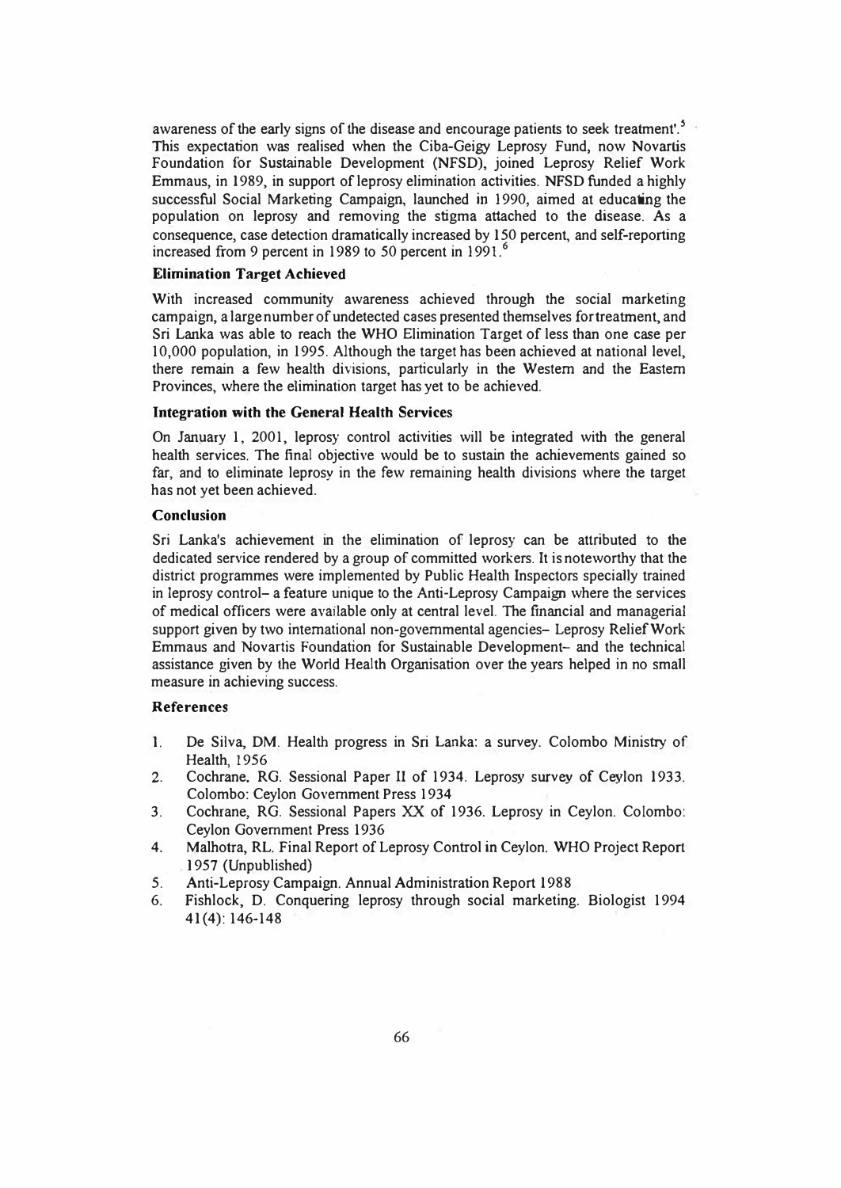awareness of the early signs of the disease and encourage patients to seek treatment'.[5] This expectation was realised when the Ciba-Geigy Leprosy Fund, now Novartis Foundation for Sustainable Development (NFSD), joined Leprosy Relief Work Emmaus, in 1989, in support of leprosy elimination activities. NFSD funded a highly successful Social Marketing Campaign, launched in 1990, aimed at educating the population on leprosy and removing the stigma attached to the disease. As a consequence, case detection dramatically increased by 150 percent, and self-reporting increased from 9 percent in 1989 to 50 percent in 1991.[6]

### Elimination Target Achieved

With increased community awareness achieved through the social marketing campaign, a large number of undetected cases presented themselves for treatment, and Sri Lanka was able to reach the WHO Elimination Target of less than one case per 10,000 population, in 1995. Although the target has been achieved at national level, there remain a few health divisions, particularly in the Western and the Eastern Provinces, where the elimination target has yet to be achieved.

### Integration with the General Health Services

On January 1, 2001, leprosy control activities will be integrated with the general health services. The final objective would be to sustain the achievements gained so far, and to eliminate leprosy in the few remaining health divisions where the target has not yet been achieved.

### Conclusion

Sri Lanka's achievement in the elimination of leprosy can be attributed to the dedicated service rendered by a group of committed workers. It is noteworthy that the district programmes were implemented by Public Health Inspectors specially trained in leprosy control– a feature unique to the Anti-Leprosy Campaign where the services of medical officers were available only at central level. The financial and managerial support given by two international non-governmental agencies– Leprosy Relief Work Emmaus and Novartis Foundation for Sustainable Development– and the technical assistance given by the World Health Organisation over the years helped in no small measure in achieving success.

### References

1. De Silva, DM. Health progress in Sri Lanka: a survey. Colombo Ministry of Health, 1956
2. Cochrane. RG. Sessional Paper II of 1934. Leprosy survey of Ceylon 1933. Colombo: Ceylon Government Press 1934
3. Cochrane, RG. Sessional Papers XX of 1936. Leprosy in Ceylon. Colombo: Ceylon Government Press 1936
4. Malhotra, RL. Final Report of Leprosy Control in Ceylon. WHO Project Report 1957 (Unpublished)
5. Anti-Leprosy Campaign. Annual Administration Report 1988
6. Fishlock, D. Conquering leprosy through social marketing. Biologist 1994 41(4): 146-148